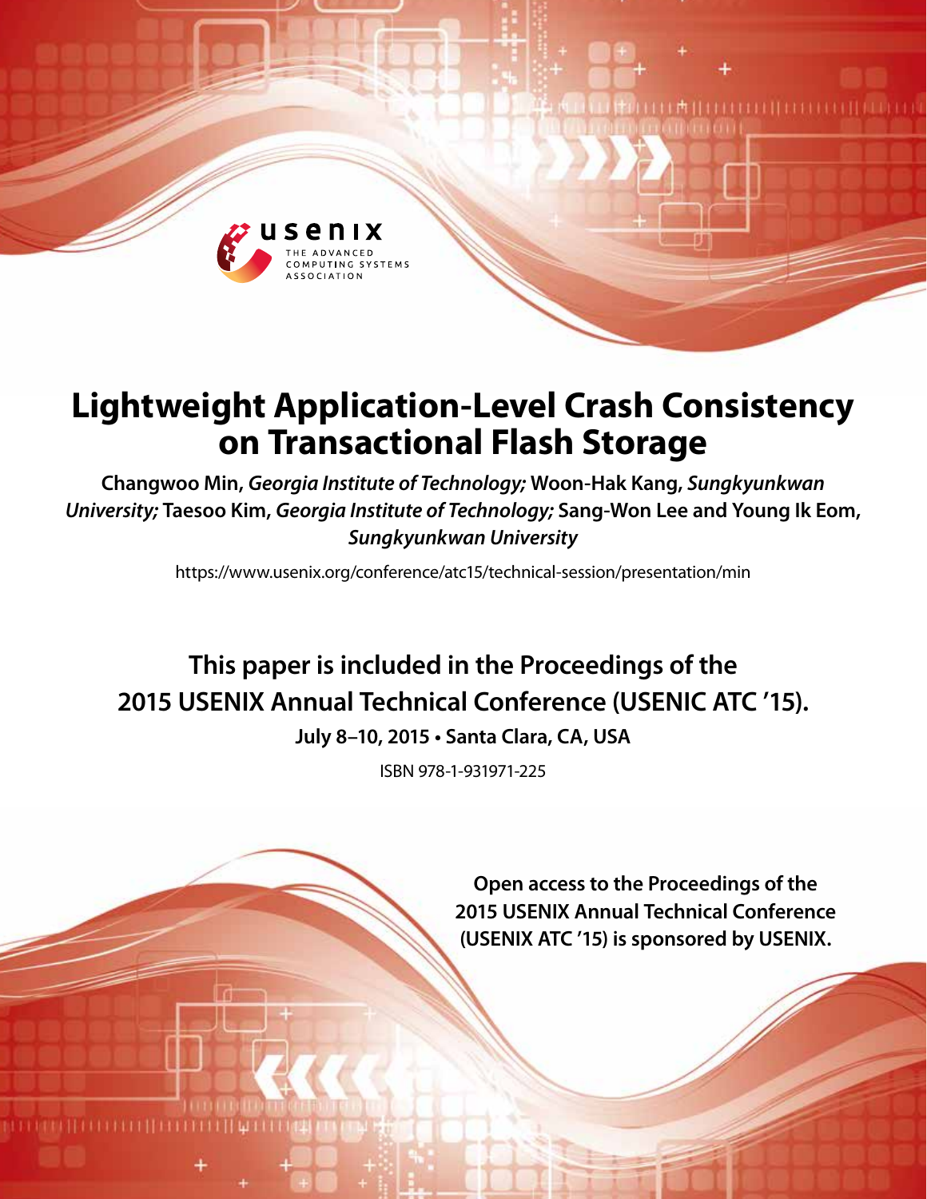# Lightweight Application-Level Crash Consistency on Transactional Flash Storage

**Changwoo Min,** ***Georgia Institute of Technology;*** **Woon-Hak Kang,** ***Sungkyunkwan University;*** **Taesoo Kim,** ***Georgia Institute of Technology;*** **Sang-Won Lee and Young Ik Eom,** ***Sungkyunkwan University***

https://www.usenix.org/conference/atc15/technical-session/presentation/min

**This paper is included in the Proceedings of the 2015 USENIX Annual Technical Conference (USENIC ATC '15).**

**July 8–10, 2015 • Santa Clara, CA, USA**

ISBN 978-1-931971-225

**Open access to the Proceedings of the 2015 USENIX Annual Technical Conference (USENIX ATC '15) is sponsored by USENIX.**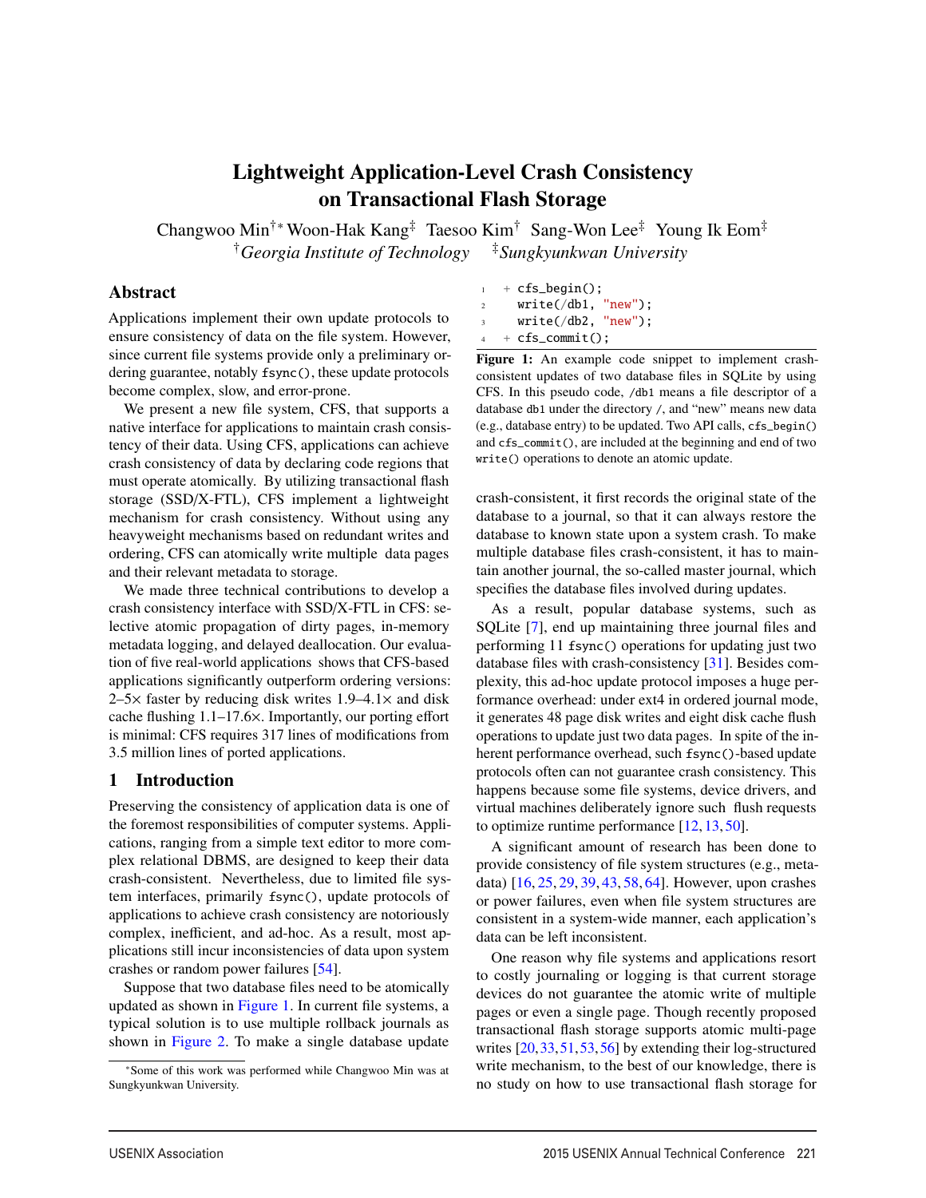# Lightweight Application-Level Crash Consistency on Transactional Flash Storage

Changwoo Min[†*] Woon-Hak Kang[‡] Taesoo Kim[†] Sang-Won Lee[‡] Young Ik Eom[‡]

[†]*Georgia Institute of Technology* [‡]*Sungkyunkwan University*

## Abstract

Applications implement their own update protocols to ensure consistency of data on the file system. However, since current file systems provide only a preliminary ordering guarantee, notably `fsync()`, these update protocols become complex, slow, and error-prone.

We present a new file system, CFS, that supports a native interface for applications to maintain crash consistency of their data. Using CFS, applications can achieve crash consistency of data by declaring code regions that must operate atomically. By utilizing transactional flash storage (SSD/X-FTL), CFS implement a lightweight mechanism for crash consistency. Without using any heavyweight mechanisms based on redundant writes and ordering, CFS can atomically write multiple data pages and their relevant metadata to storage.

We made three technical contributions to develop a crash consistency interface with SSD/X-FTL in CFS: selective atomic propagation of dirty pages, in-memory metadata logging, and delayed deallocation. Our evaluation of five real-world applications shows that CFS-based applications significantly outperform ordering versions: 2–5× faster by reducing disk writes 1.9–4.1× and disk cache flushing 1.1–17.6×. Importantly, our porting effort is minimal: CFS requires 317 lines of modifications from 3.5 million lines of ported applications.

## 1 Introduction

Preserving the consistency of application data is one of the foremost responsibilities of computer systems. Applications, ranging from a simple text editor to more complex relational DBMS, are designed to keep their data crash-consistent. Nevertheless, due to limited file system interfaces, primarily `fsync()`, update protocols of applications to achieve crash consistency are notoriously complex, inefficient, and ad-hoc. As a result, most applications still incur inconsistencies of data upon system crashes or random power failures [54].

Suppose that two database files need to be atomically updated as shown in Figure 1. In current file systems, a typical solution is to use multiple rollback journals as shown in Figure 2. To make a single database update

```
1  + cfs_begin();
2    write(/db1, "new");
3    write(/db2, "new");
4  + cfs_commit();
```

**Figure 1:** An example code snippet to implement crash-consistent updates of two database files in SQLite by using CFS. In this pseudo code, `/db1` means a file descriptor of a database `db1` under the directory `/`, and "new" means new data (e.g., database entry) to be updated. Two API calls, `cfs_begin()` and `cfs_commit()`, are included at the beginning and end of two `write()` operations to denote an atomic update.

crash-consistent, it first records the original state of the database to a journal, so that it can always restore the database to known state upon a system crash. To make multiple database files crash-consistent, it has to maintain another journal, the so-called master journal, which specifies the database files involved during updates.

As a result, popular database systems, such as SQLite [7], end up maintaining three journal files and performing 11 `fsync()` operations for updating just two database files with crash-consistency [31]. Besides complexity, this ad-hoc update protocol imposes a huge performance overhead: under ext4 in ordered journal mode, it generates 48 page disk writes and eight disk cache flush operations to update just two data pages. In spite of the inherent performance overhead, such `fsync()`-based update protocols often can not guarantee crash consistency. This happens because some file systems, device drivers, and virtual machines deliberately ignore such flush requests to optimize runtime performance [12, 13, 50].

A significant amount of research has been done to provide consistency of file system structures (e.g., metadata) [16, 25, 29, 39, 43, 58, 64]. However, upon crashes or power failures, even when file system structures are consistent in a system-wide manner, each application's data can be left inconsistent.

One reason why file systems and applications resort to costly journaling or logging is that current storage devices do not guarantee the atomic write of multiple pages or even a single page. Though recently proposed transactional flash storage supports atomic multi-page writes [20, 33, 51, 53, 56] by extending their log-structured write mechanism, to the best of our knowledge, there is no study on how to use transactional flash storage for

*Some of this work was performed while Changwoo Min was at Sungkyunkwan University.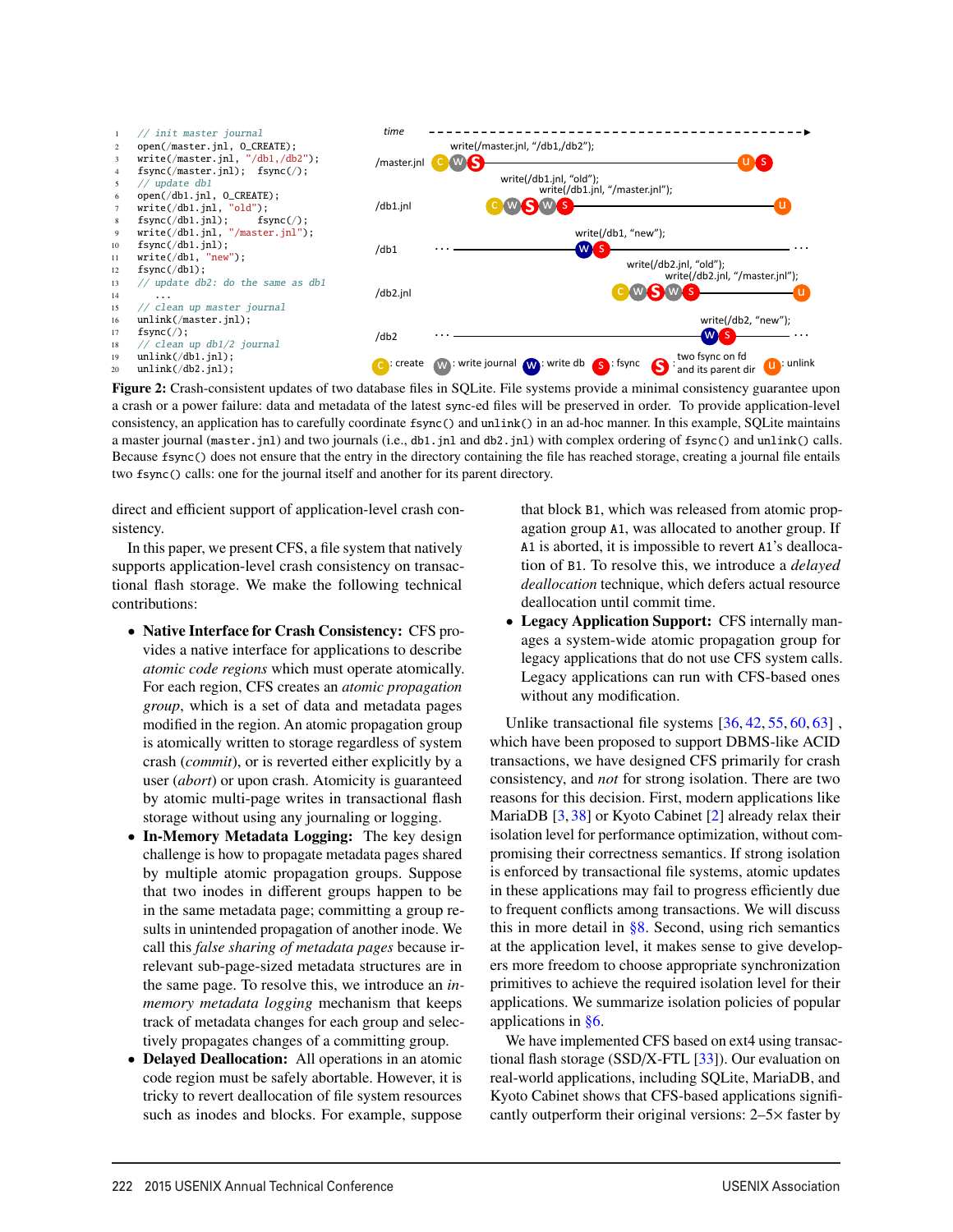```
1  // init master journal
2  open(/master.jnl, O_CREATE);
3  write(/master.jnl, "/db1,/db2");
4  fsync(/master.jnl);  fsync(/);
5  // update db1
6  open(/db1.jnl, O_CREATE);
7  write(/db1.jnl, "old");
8  fsync(/db1.jnl);     fsync(/);
9  write(/db1.jnl, "/master.jnl");
10 fsync(/db1.jnl);
11 write(/db1, "new");
12 fsync(/db1);
13 // update db2: do the same as db1
14    ...
15 // clean up master journal
16 unlink(/master.jnl);
17 fsync(/);
18 // clean up db1/2 journal
19 unlink(/db1.jnl);
20 unlink(/db2.jnl);
```

**Figure 2:** Crash-consistent updates of two database files in SQLite. File systems provide a minimal consistency guarantee upon a crash or a power failure: data and metadata of the latest sync-ed files will be preserved in order. To provide application-level consistency, an application has to carefully coordinate `fsync()` and `unlink()` in an ad-hoc manner. In this example, SQLite maintains a master journal (`master.jnl`) and two journals (i.e., `db1.jnl` and `db2.jnl`) with complex ordering of `fsync()` and `unlink()` calls. Because `fsync()` does not ensure that the entry in the directory containing the file has reached storage, creating a journal file entails two `fsync()` calls: one for the journal itself and another for its parent directory.

direct and efficient support of application-level crash consistency.

In this paper, we present CFS, a file system that natively supports application-level crash consistency on transactional flash storage. We make the following technical contributions:

- **Native Interface for Crash Consistency:** CFS provides a native interface for applications to describe *atomic code regions* which must operate atomically. For each region, CFS creates an *atomic propagation group*, which is a set of data and metadata pages modified in the region. An atomic propagation group is atomically written to storage regardless of system crash (*commit*), or is reverted either explicitly by a user (*abort*) or upon crash. Atomicity is guaranteed by atomic multi-page writes in transactional flash storage without using any journaling or logging.
- **In-Memory Metadata Logging:** The key design challenge is how to propagate metadata pages shared by multiple atomic propagation groups. Suppose that two inodes in different groups happen to be in the same metadata page; committing a group results in unintended propagation of another inode. We call this *false sharing of metadata pages* because irrelevant sub-page-sized metadata structures are in the same page. To resolve this, we introduce an *in-memory metadata logging* mechanism that keeps track of metadata changes for each group and selectively propagates changes of a committing group.
- **Delayed Deallocation:** All operations in an atomic code region must be safely abortable. However, it is tricky to revert deallocation of file system resources such as inodes and blocks. For example, suppose that block `B1`, which was released from atomic propagation group `A1`, was allocated to another group. If `A1` is aborted, it is impossible to revert `A1`'s deallocation of `B1`. To resolve this, we introduce a *delayed deallocation* technique, which defers actual resource deallocation until commit time.
- **Legacy Application Support:** CFS internally manages a system-wide atomic propagation group for legacy applications that do not use CFS system calls. Legacy applications can run with CFS-based ones without any modification.

Unlike transactional file systems [36, 42, 55, 60, 63] , which have been proposed to support DBMS-like ACID transactions, we have designed CFS primarily for crash consistency, and *not* for strong isolation. There are two reasons for this decision. First, modern applications like MariaDB [3, 38] or Kyoto Cabinet [2] already relax their isolation level for performance optimization, without compromising their correctness semantics. If strong isolation is enforced by transactional file systems, atomic updates in these applications may fail to progress efficiently due to frequent conflicts among transactions. We will discuss this in more detail in §8. Second, using rich semantics at the application level, it makes sense to give developers more freedom to choose appropriate synchronization primitives to achieve the required isolation level for their applications. We summarize isolation policies of popular applications in §6.

We have implemented CFS based on ext4 using transactional flash storage (SSD/X-FTL [33]). Our evaluation on real-world applications, including SQLite, MariaDB, and Kyoto Cabinet shows that CFS-based applications significantly outperform their original versions: 2–5× faster by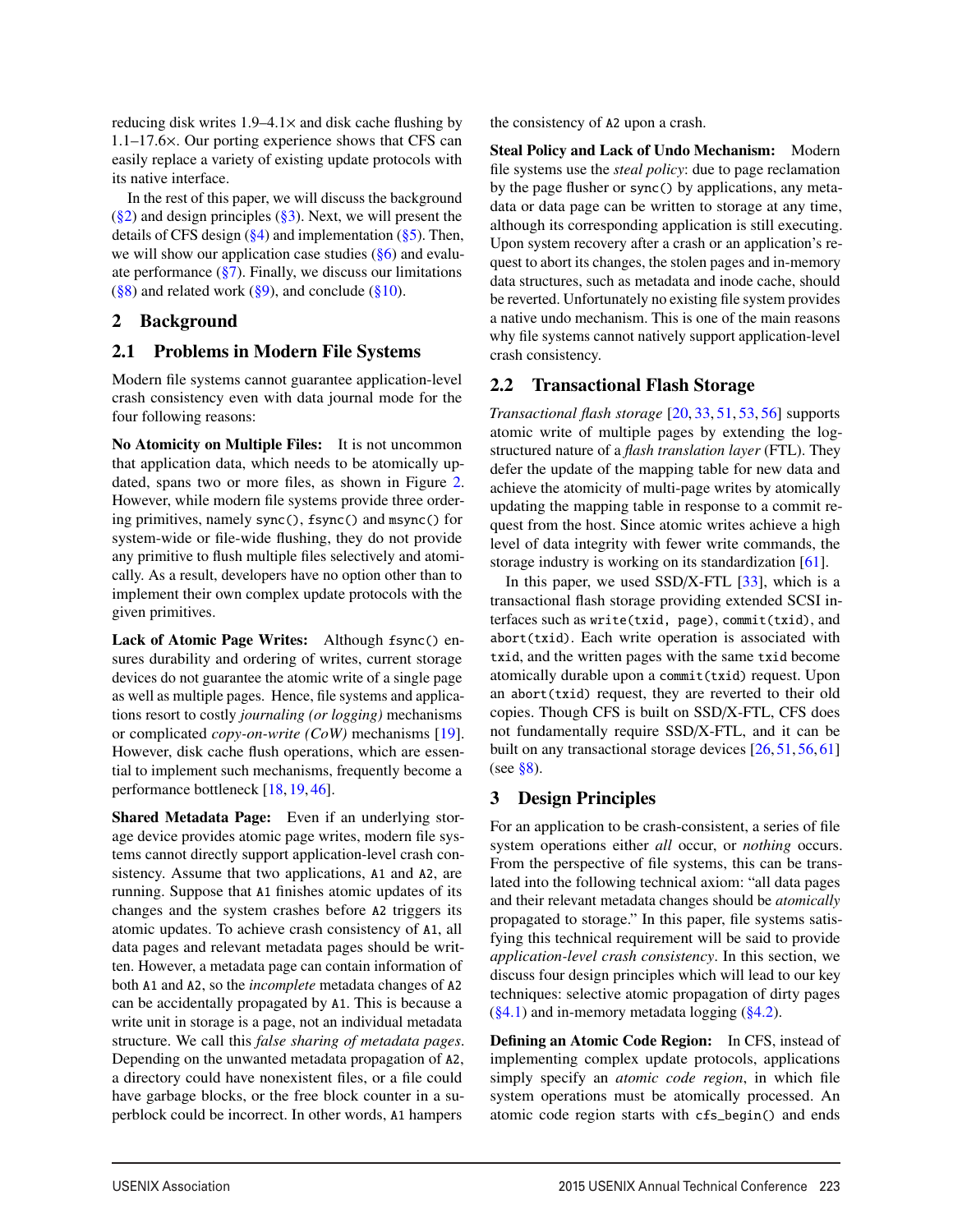reducing disk writes 1.9–4.1× and disk cache flushing by 1.1–17.6×. Our porting experience shows that CFS can easily replace a variety of existing update protocols with its native interface.

In the rest of this paper, we will discuss the background (§2) and design principles (§3). Next, we will present the details of CFS design (§4) and implementation (§5). Then, we will show our application case studies (§6) and evaluate performance (§7). Finally, we discuss our limitations (§8) and related work (§9), and conclude (§10).

## 2 Background

### 2.1 Problems in Modern File Systems

Modern file systems cannot guarantee application-level crash consistency even with data journal mode for the four following reasons:

**No Atomicity on Multiple Files:** It is not uncommon that application data, which needs to be atomically updated, spans two or more files, as shown in Figure 2. However, while modern file systems provide three ordering primitives, namely `sync()`, `fsync()` and `msync()` for system-wide or file-wide flushing, they do not provide any primitive to flush multiple files selectively and atomically. As a result, developers have no option other than to implement their own complex update protocols with the given primitives.

**Lack of Atomic Page Writes:** Although `fsync()` ensures durability and ordering of writes, current storage devices do not guarantee the atomic write of a single page as well as multiple pages. Hence, file systems and applications resort to costly *journaling (or logging)* mechanisms or complicated *copy-on-write (CoW)* mechanisms [19]. However, disk cache flush operations, which are essential to implement such mechanisms, frequently become a performance bottleneck [18, 19, 46].

**Shared Metadata Page:** Even if an underlying storage device provides atomic page writes, modern file systems cannot directly support application-level crash consistency. Assume that two applications, A1 and A2, are running. Suppose that A1 finishes atomic updates of its changes and the system crashes before A2 triggers its atomic updates. To achieve crash consistency of A1, all data pages and relevant metadata pages should be written. However, a metadata page can contain information of both A1 and A2, so the *incomplete* metadata changes of A2 can be accidentally propagated by A1. This is because a write unit in storage is a page, not an individual metadata structure. We call this *false sharing of metadata pages*. Depending on the unwanted metadata propagation of A2, a directory could have nonexistent files, or a file could have garbage blocks, or the free block counter in a superblock could be incorrect. In other words, A1 hampers the consistency of A2 upon a crash.

**Steal Policy and Lack of Undo Mechanism:** Modern file systems use the *steal policy*: due to page reclamation by the page flusher or `sync()` by applications, any metadata or data page can be written to storage at any time, although its corresponding application is still executing. Upon system recovery after a crash or an application's request to abort its changes, the stolen pages and in-memory data structures, such as metadata and inode cache, should be reverted. Unfortunately no existing file system provides a native undo mechanism. This is one of the main reasons why file systems cannot natively support application-level crash consistency.

### 2.2 Transactional Flash Storage

*Transactional flash storage* [20, 33, 51, 53, 56] supports atomic write of multiple pages by extending the log-structured nature of a *flash translation layer* (FTL). They defer the update of the mapping table for new data and achieve the atomicity of multi-page writes by atomically updating the mapping table in response to a commit request from the host. Since atomic writes achieve a high level of data integrity with fewer write commands, the storage industry is working on its standardization [61].

In this paper, we used SSD/X-FTL [33], which is a transactional flash storage providing extended SCSI interfaces such as `write(txid, page)`, `commit(txid)`, and `abort(txid)`. Each write operation is associated with `txid`, and the written pages with the same `txid` become atomically durable upon a `commit(txid)` request. Upon an `abort(txid)` request, they are reverted to their old copies. Though CFS is built on SSD/X-FTL, CFS does not fundamentally require SSD/X-FTL, and it can be built on any transactional storage devices [26, 51, 56, 61] (see §8).

## 3 Design Principles

For an application to be crash-consistent, a series of file system operations either *all* occur, or *nothing* occurs. From the perspective of file systems, this can be translated into the following technical axiom: "all data pages and their relevant metadata changes should be *atomically* propagated to storage." In this paper, file systems satisfying this technical requirement will be said to provide *application-level crash consistency*. In this section, we discuss four design principles which will lead to our key techniques: selective atomic propagation of dirty pages (§4.1) and in-memory metadata logging (§4.2).

**Defining an Atomic Code Region:** In CFS, instead of implementing complex update protocols, applications simply specify an *atomic code region*, in which file system operations must be atomically processed. An atomic code region starts with `cfs_begin()` and ends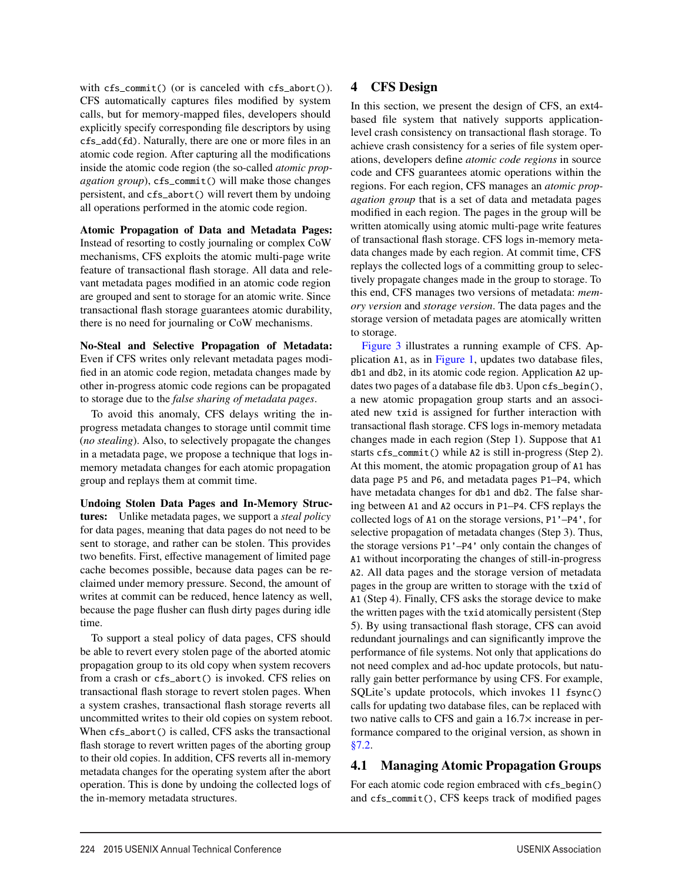with cfs_commit() (or is canceled with cfs_abort()). CFS automatically captures files modified by system calls, but for memory-mapped files, developers should explicitly specify corresponding file descriptors by using cfs_add(fd). Naturally, there are one or more files in an atomic code region. After capturing all the modifications inside the atomic code region (the so-called *atomic propagation group*), cfs_commit() will make those changes persistent, and cfs_abort() will revert them by undoing all operations performed in the atomic code region.

**Atomic Propagation of Data and Metadata Pages:** Instead of resorting to costly journaling or complex CoW mechanisms, CFS exploits the atomic multi-page write feature of transactional flash storage. All data and relevant metadata pages modified in an atomic code region are grouped and sent to storage for an atomic write. Since transactional flash storage guarantees atomic durability, there is no need for journaling or CoW mechanisms.

**No-Steal and Selective Propagation of Metadata:** Even if CFS writes only relevant metadata pages modified in an atomic code region, metadata changes made by other in-progress atomic code regions can be propagated to storage due to the *false sharing of metadata pages*.

To avoid this anomaly, CFS delays writing the in-progress metadata changes to storage until commit time (*no stealing*). Also, to selectively propagate the changes in a metadata page, we propose a technique that logs in-memory metadata changes for each atomic propagation group and replays them at commit time.

**Undoing Stolen Data Pages and In-Memory Structures:** Unlike metadata pages, we support a *steal policy* for data pages, meaning that data pages do not need to be sent to storage, and rather can be stolen. This provides two benefits. First, effective management of limited page cache becomes possible, because data pages can be reclaimed under memory pressure. Second, the amount of writes at commit can be reduced, hence latency as well, because the page flusher can flush dirty pages during idle time.

To support a steal policy of data pages, CFS should be able to revert every stolen page of the aborted atomic propagation group to its old copy when system recovers from a crash or cfs_abort() is invoked. CFS relies on transactional flash storage to revert stolen pages. When a system crashes, transactional flash storage reverts all uncommitted writes to their old copies on system reboot. When cfs_abort() is called, CFS asks the transactional flash storage to revert written pages of the aborting group to their old copies. In addition, CFS reverts all in-memory metadata changes for the operating system after the abort operation. This is done by undoing the collected logs of the in-memory metadata structures.

# 4 CFS Design

In this section, we present the design of CFS, an ext4-based file system that natively supports application-level crash consistency on transactional flash storage. To achieve crash consistency for a series of file system operations, developers define *atomic code regions* in source code and CFS guarantees atomic operations within the regions. For each region, CFS manages an *atomic propagation group* that is a set of data and metadata pages modified in each region. The pages in the group will be written atomically using atomic multi-page write features of transactional flash storage. CFS logs in-memory metadata changes made by each region. At commit time, CFS replays the collected logs of a committing group to selectively propagate changes made in the group to storage. To this end, CFS manages two versions of metadata: *memory version* and *storage version*. The data pages and the storage version of metadata pages are atomically written to storage.

Figure 3 illustrates a running example of CFS. Application A1, as in Figure 1, updates two database files, db1 and db2, in its atomic code region. Application A2 updates two pages of a database file db3. Upon cfs_begin(), a new atomic propagation group starts and an associated new txid is assigned for further interaction with transactional flash storage. CFS logs in-memory metadata changes made in each region (Step 1). Suppose that A1 starts cfs_commit() while A2 is still in-progress (Step 2). At this moment, the atomic propagation group of A1 has data page P5 and P6, and metadata pages P1–P4, which have metadata changes for db1 and db2. The false sharing between A1 and A2 occurs in P1–P4. CFS replays the collected logs of A1 on the storage versions, P1'–P4', for selective propagation of metadata changes (Step 3). Thus, the storage versions P1'–P4' only contain the changes of A1 without incorporating the changes of still-in-progress A2. All data pages and the storage version of metadata pages in the group are written to storage with the txid of A1 (Step 4). Finally, CFS asks the storage device to make the written pages with the txid atomically persistent (Step 5). By using transactional flash storage, CFS can avoid redundant journalings and can significantly improve the performance of file systems. Not only that applications do not need complex and ad-hoc update protocols, but naturally gain better performance by using CFS. For example, SQLite's update protocols, which invokes 11 fsync() calls for updating two database files, can be replaced with two native calls to CFS and gain a 16.7× increase in performance compared to the original version, as shown in §7.2.

## 4.1 Managing Atomic Propagation Groups

For each atomic code region embraced with cfs_begin() and cfs_commit(), CFS keeps track of modified pages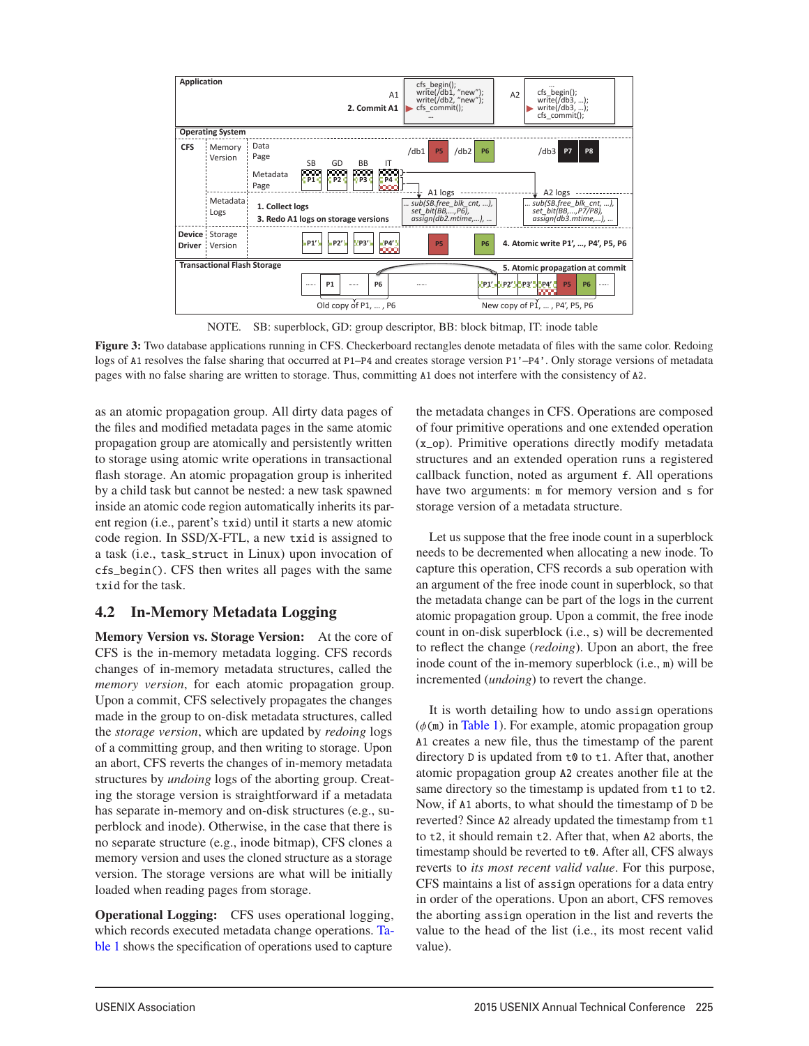NOTE. SB: superblock, GD: group descriptor, BB: block bitmap, IT: inode table

**Figure 3:** Two database applications running in CFS. Checkerboard rectangles denote metadata of files with the same color. Redoing logs of A1 resolves the false sharing that occurred at P1–P4 and creates storage version P1'–P4'. Only storage versions of metadata pages with no false sharing are written to storage. Thus, committing A1 does not interfere with the consistency of A2.

as an atomic propagation group. All dirty data pages of the files and modified metadata pages in the same atomic propagation group are atomically and persistently written to storage using atomic write operations in transactional flash storage. An atomic propagation group is inherited by a child task but cannot be nested: a new task spawned inside an atomic code region automatically inherits its parent region (i.e., parent's `txid`) until it starts a new atomic code region. In SSD/X-FTL, a new `txid` is assigned to a task (i.e., `task_struct` in Linux) upon invocation of `cfs_begin()`. CFS then writes all pages with the same `txid` for the task.

## 4.2 In-Memory Metadata Logging

**Memory Version vs. Storage Version:** At the core of CFS is the in-memory metadata logging. CFS records changes of in-memory metadata structures, called the *memory version*, for each atomic propagation group. Upon a commit, CFS selectively propagates the changes made in the group to on-disk metadata structures, called the *storage version*, which are updated by *redoing* logs of a committing group, and then writing to storage. Upon an abort, CFS reverts the changes of in-memory metadata structures by *undoing* logs of the aborting group. Creating the storage version is straightforward if a metadata has separate in-memory and on-disk structures (e.g., superblock and inode). Otherwise, in the case that there is no separate structure (e.g., inode bitmap), CFS clones a memory version and uses the cloned structure as a storage version. The storage versions are what will be initially loaded when reading pages from storage.

**Operational Logging:** CFS uses operational logging, which records executed metadata change operations. Table 1 shows the specification of operations used to capture the metadata changes in CFS. Operations are composed of four primitive operations and one extended operation (`x_op`). Primitive operations directly modify metadata structures and an extended operation runs a registered callback function, noted as argument `f`. All operations have two arguments: `m` for memory version and `s` for storage version of a metadata structure.

Let us suppose that the free inode count in a superblock needs to be decremented when allocating a new inode. To capture this operation, CFS records a `sub` operation with an argument of the free inode count in superblock, so that the metadata change can be part of the logs in the current atomic propagation group. Upon a commit, the free inode count in on-disk superblock (i.e., `s`) will be decremented to reflect the change (*redoing*). Upon an abort, the free inode count of the in-memory superblock (i.e., `m`) will be incremented (*undoing*) to revert the change.

It is worth detailing how to undo `assign` operations ($\phi$(`m`) in Table 1). For example, atomic propagation group `A1` creates a new file, thus the timestamp of the parent directory `D` is updated from `t0` to `t1`. After that, another atomic propagation group `A2` creates another file at the same directory so the timestamp is updated from `t1` to `t2`. Now, if `A1` aborts, to what should the timestamp of `D` be reverted? Since `A2` already updated the timestamp from `t1` to `t2`, it should remain `t2`. After that, when `A2` aborts, the timestamp should be reverted to `t0`. After all, CFS always reverts to *its most recent valid value*. For this purpose, CFS maintains a list of `assign` operations for a data entry in order of the operations. Upon an abort, CFS removes the aborting `assign` operation in the list and reverts the value to the head of the list (i.e., its most recent valid value).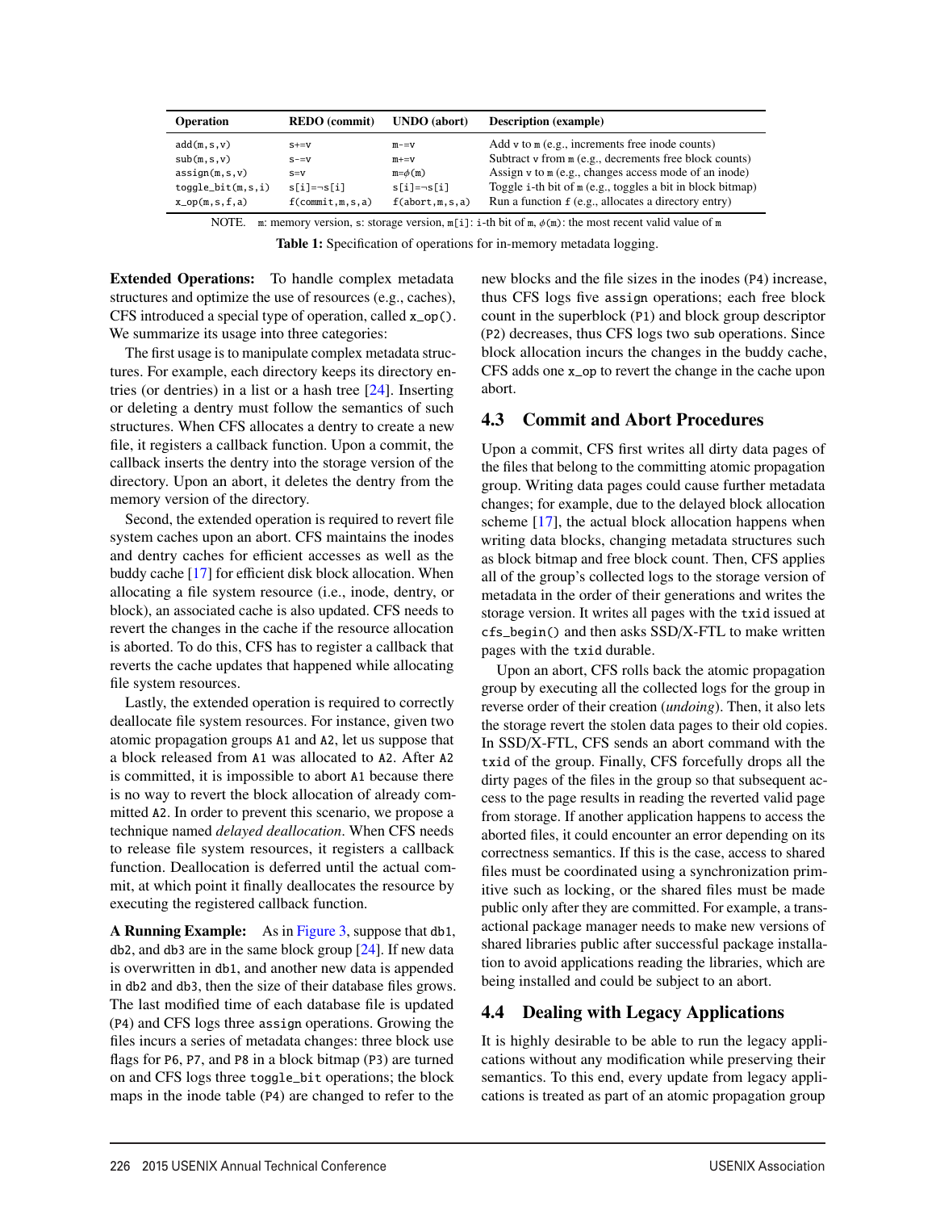| Operation | REDO (commit) | UNDO (abort) | Description (example) |
|---|---|---|---|
| add(m,s,v) | s+=v | m-=v | Add v to m (e.g., increments free inode counts) |
| sub(m,s,v) | s-=v | m+=v | Subtract v from m (e.g., decrements free block counts) |
| assign(m,s,v) | s=v | m=$\phi$(m) | Assign v to m (e.g., changes access mode of an inode) |
| toggle_bit(m,s,i) | s[i]=¬s[i] | s[i]=¬s[i] | Toggle i-th bit of m (e.g., toggles a bit in block bitmap) |
| x_op(m,s,f,a) | f(commit,m,s,a) | f(abort,m,s,a) | Run a function f (e.g., allocates a directory entry) |

NOTE. m: memory version, s: storage version, m[i]: i-th bit of m, $\phi$(m): the most recent valid value of m

**Table 1:** Specification of operations for in-memory metadata logging.

**Extended Operations:** To handle complex metadata structures and optimize the use of resources (e.g., caches), CFS introduced a special type of operation, called `x_op()`. We summarize its usage into three categories:

The first usage is to manipulate complex metadata structures. For example, each directory keeps its directory entries (or dentries) in a list or a hash tree [24]. Inserting or deleting a dentry must follow the semantics of such structures. When CFS allocates a dentry to create a new file, it registers a callback function. Upon a commit, the callback inserts the dentry into the storage version of the directory. Upon an abort, it deletes the dentry from the memory version of the directory.

Second, the extended operation is required to revert file system caches upon an abort. CFS maintains the inodes and dentry caches for efficient accesses as well as the buddy cache [17] for efficient disk block allocation. When allocating a file system resource (i.e., inode, dentry, or block), an associated cache is also updated. CFS needs to revert the changes in the cache if the resource allocation is aborted. To do this, CFS has to register a callback that reverts the cache updates that happened while allocating file system resources.

Lastly, the extended operation is required to correctly deallocate file system resources. For instance, given two atomic propagation groups A1 and A2, let us suppose that a block released from A1 was allocated to A2. After A2 is committed, it is impossible to abort A1 because there is no way to revert the block allocation of already committed A2. In order to prevent this scenario, we propose a technique named *delayed deallocation*. When CFS needs to release file system resources, it registers a callback function. Deallocation is deferred until the actual commit, at which point it finally deallocates the resource by executing the registered callback function.

**A Running Example:** As in Figure 3, suppose that db1, db2, and db3 are in the same block group [24]. If new data is overwritten in db1, and another new data is appended in db2 and db3, then the size of their database files grows. The last modified time of each database file is updated (P4) and CFS logs three `assign` operations. Growing the files incurs a series of metadata changes: three block use flags for P6, P7, and P8 in a block bitmap (P3) are turned on and CFS logs three `toggle_bit` operations; the block maps in the inode table (P4) are changed to refer to the new blocks and the file sizes in the inodes (P4) increase, thus CFS logs five `assign` operations; each free block count in the superblock (P1) and block group descriptor (P2) decreases, thus CFS logs two `sub` operations. Since block allocation incurs the changes in the buddy cache, CFS adds one `x_op` to revert the change in the cache upon abort.

## 4.3 Commit and Abort Procedures

Upon a commit, CFS first writes all dirty data pages of the files that belong to the committing atomic propagation group. Writing data pages could cause further metadata changes; for example, due to the delayed block allocation scheme [17], the actual block allocation happens when writing data blocks, changing metadata structures such as block bitmap and free block count. Then, CFS applies all of the group's collected logs to the storage version of metadata in the order of their generations and writes the storage version. It writes all pages with the `txid` issued at `cfs_begin()` and then asks SSD/X-FTL to make written pages with the `txid` durable.

Upon an abort, CFS rolls back the atomic propagation group by executing all the collected logs for the group in reverse order of their creation (*undoing*). Then, it also lets the storage revert the stolen data pages to their old copies. In SSD/X-FTL, CFS sends an abort command with the `txid` of the group. Finally, CFS forcefully drops all the dirty pages of the files in the group so that subsequent access to the page results in reading the reverted valid page from storage. If another application happens to access the aborted files, it could encounter an error depending on its correctness semantics. If this is the case, access to shared files must be coordinated using a synchronization primitive such as locking, or the shared files must be made public only after they are committed. For example, a transactional package manager needs to make new versions of shared libraries public after successful package installation to avoid applications reading the libraries, which are being installed and could be subject to an abort.

## 4.4 Dealing with Legacy Applications

It is highly desirable to be able to run the legacy applications without any modification while preserving their semantics. To this end, every update from legacy applications is treated as part of an atomic propagation group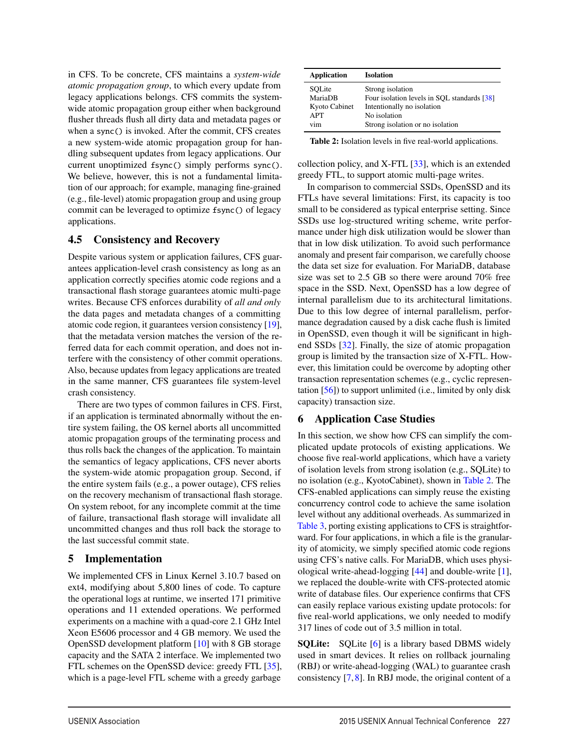in CFS. To be concrete, CFS maintains a *system-wide atomic propagation group*, to which every update from legacy applications belongs. CFS commits the system-wide atomic propagation group either when background flusher threads flush all dirty data and metadata pages or when a `sync()` is invoked. After the commit, CFS creates a new system-wide atomic propagation group for handling subsequent updates from legacy applications. Our current unoptimized `fsync()` simply performs `sync()`. We believe, however, this is not a fundamental limitation of our approach; for example, managing fine-grained (e.g., file-level) atomic propagation group and using group commit can be leveraged to optimize `fsync()` of legacy applications.

## 4.5 Consistency and Recovery

Despite various system or application failures, CFS guarantees application-level crash consistency as long as an application correctly specifies atomic code regions and a transactional flash storage guarantees atomic multi-page writes. Because CFS enforces durability of *all and only* the data pages and metadata changes of a committing atomic code region, it guarantees version consistency [19], that the metadata version matches the version of the referred data for each commit operation, and does not interfere with the consistency of other commit operations. Also, because updates from legacy applications are treated in the same manner, CFS guarantees file system-level crash consistency.

There are two types of common failures in CFS. First, if an application is terminated abnormally without the entire system failing, the OS kernel aborts all uncommitted atomic propagation groups of the terminating process and thus rolls back the changes of the application. To maintain the semantics of legacy applications, CFS never aborts the system-wide atomic propagation group. Second, if the entire system fails (e.g., a power outage), CFS relies on the recovery mechanism of transactional flash storage. On system reboot, for any incomplete commit at the time of failure, transactional flash storage will invalidate all uncommitted changes and thus roll back the storage to the last successful commit state.

# 5 Implementation

We implemented CFS in Linux Kernel 3.10.7 based on ext4, modifying about 5,800 lines of code. To capture the operational logs at runtime, we inserted 171 primitive operations and 11 extended operations. We performed experiments on a machine with a quad-core 2.1 GHz Intel Xeon E5606 processor and 4 GB memory. We used the OpenSSD development platform [10] with 8 GB storage capacity and the SATA 2 interface. We implemented two FTL schemes on the OpenSSD device: greedy FTL [35], which is a page-level FTL scheme with a greedy garbage collection policy, and X-FTL [33], which is an extended greedy FTL, to support atomic multi-page writes.

| Application | Isolation |
|---|---|
| SQLite | Strong isolation |
| MariaDB | Four isolation levels in SQL standards [38] |
| Kyoto Cabinet | Intentionally no isolation |
| APT | No isolation |
| vim | Strong isolation or no isolation |

**Table 2:** Isolation levels in five real-world applications.

In comparison to commercial SSDs, OpenSSD and its FTLs have several limitations: First, its capacity is too small to be considered as typical enterprise setting. Since SSDs use log-structured writing scheme, write performance under high disk utilization would be slower than that in low disk utilization. To avoid such performance anomaly and present fair comparison, we carefully choose the data set size for evaluation. For MariaDB, database size was set to 2.5 GB so there were around 70% free space in the SSD. Next, OpenSSD has a low degree of internal parallelism due to its architectural limitations. Due to this low degree of internal parallelism, performance degradation caused by a disk cache flush is limited in OpenSSD, even though it will be significant in high-end SSDs [32]. Finally, the size of atomic propagation group is limited by the transaction size of X-FTL. However, this limitation could be overcome by adopting other transaction representation schemes (e.g., cyclic representation [56]) to support unlimited (i.e., limited by only disk capacity) transaction size.

# 6 Application Case Studies

In this section, we show how CFS can simplify the complicated update protocols of existing applications. We choose five real-world applications, which have a variety of isolation levels from strong isolation (e.g., SQLite) to no isolation (e.g., KyotoCabinet), shown in Table 2. The CFS-enabled applications can simply reuse the existing concurrency control code to achieve the same isolation level without any additional overheads. As summarized in Table 3, porting existing applications to CFS is straightforward. For four applications, in which a file is the granularity of atomicity, we simply specified atomic code regions using CFS's native calls. For MariaDB, which uses physiological write-ahead-logging [44] and double-write [1], we replaced the double-write with CFS-protected atomic write of database files. Our experience confirms that CFS can easily replace various existing update protocols: for five real-world applications, we only needed to modify 317 lines of code out of 3.5 million in total.

**SQLite:** SQLite [6] is a library based DBMS widely used in smart devices. It relies on rollback journaling (RBJ) or write-ahead-logging (WAL) to guarantee crash consistency [7, 8]. In RBJ mode, the original content of a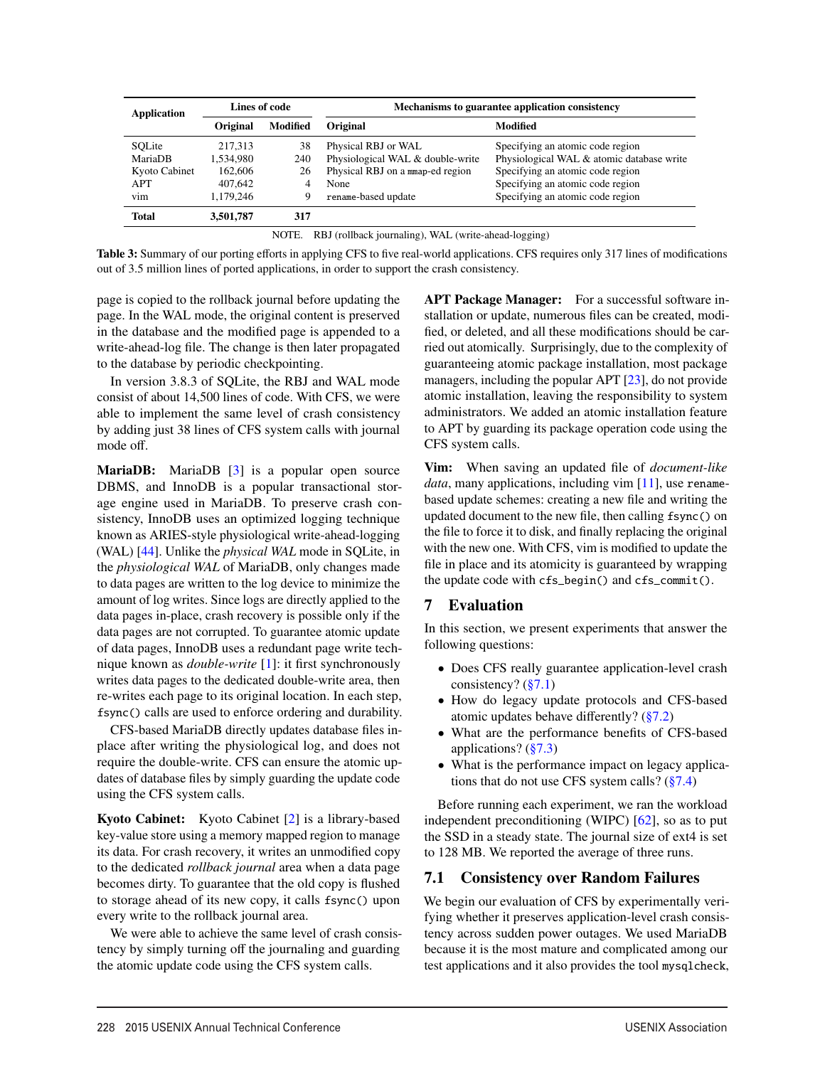| Application | Lines of code | | Mechanisms to guarantee application consistency | |
|---|---|---|---|---|
| | Original | Modified | Original | Modified |
| SQLite | 217,313 | 38 | Physical RBJ or WAL | Specifying an atomic code region |
| MariaDB | 1,534,980 | 240 | Physiological WAL & double-write | Physiological WAL & atomic database write |
| Kyoto Cabinet | 162,606 | 26 | Physical RBJ on a `mmap`-ed region | Specifying an atomic code region |
| APT | 407,642 | 4 | None | Specifying an atomic code region |
| vim | 1,179,246 | 9 | `rename`-based update | Specifying an atomic code region |
| **Total** | **3,501,787** | **317** | | |

NOTE. RBJ (rollback journaling), WAL (write-ahead-logging)

**Table 3:** Summary of our porting efforts in applying CFS to five real-world applications. CFS requires only 317 lines of modifications out of 3.5 million lines of ported applications, in order to support the crash consistency.

page is copied to the rollback journal before updating the page. In the WAL mode, the original content is preserved in the database and the modified page is appended to a write-ahead-log file. The change is then later propagated to the database by periodic checkpointing.

In version 3.8.3 of SQLite, the RBJ and WAL mode consist of about 14,500 lines of code. With CFS, we were able to implement the same level of crash consistency by adding just 38 lines of CFS system calls with journal mode off.

**MariaDB:** MariaDB [3] is a popular open source DBMS, and InnoDB is a popular transactional storage engine used in MariaDB. To preserve crash consistency, InnoDB uses an optimized logging technique known as ARIES-style physiological write-ahead-logging (WAL) [44]. Unlike the *physical WAL* mode in SQLite, in the *physiological WAL* of MariaDB, only changes made to data pages are written to the log device to minimize the amount of log writes. Since logs are directly applied to the data pages in-place, crash recovery is possible only if the data pages are not corrupted. To guarantee atomic update of data pages, InnoDB uses a redundant page write technique known as *double-write* [1]: it first synchronously writes data pages to the dedicated double-write area, then re-writes each page to its original location. In each step, `fsync()` calls are used to enforce ordering and durability.

CFS-based MariaDB directly updates database files in-place after writing the physiological log, and does not require the double-write. CFS can ensure the atomic updates of database files by simply guarding the update code using the CFS system calls.

**Kyoto Cabinet:** Kyoto Cabinet [2] is a library-based key-value store using a memory mapped region to manage its data. For crash recovery, it writes an unmodified copy to the dedicated *rollback journal* area when a data page becomes dirty. To guarantee that the old copy is flushed to storage ahead of its new copy, it calls `fsync()` upon every write to the rollback journal area.

We were able to achieve the same level of crash consistency by simply turning off the journaling and guarding the atomic update code using the CFS system calls.

**APT Package Manager:** For a successful software installation or update, numerous files can be created, modified, or deleted, and all these modifications should be carried out atomically. Surprisingly, due to the complexity of guaranteeing atomic package installation, most package managers, including the popular APT [23], do not provide atomic installation, leaving the responsibility to system administrators. We added an atomic installation feature to APT by guarding its package operation code using the CFS system calls.

**Vim:** When saving an updated file of *document-like data*, many applications, including vim [11], use `rename`-based update schemes: creating a new file and writing the updated document to the new file, then calling `fsync()` on the file to force it to disk, and finally replacing the original with the new one. With CFS, vim is modified to update the file in place and its atomicity is guaranteed by wrapping the update code with `cfs_begin()` and `cfs_commit()`.

## 7 Evaluation

In this section, we present experiments that answer the following questions:

- Does CFS really guarantee application-level crash consistency? (§7.1)
- How do legacy update protocols and CFS-based atomic updates behave differently? (§7.2)
- What are the performance benefits of CFS-based applications? (§7.3)
- What is the performance impact on legacy applications that do not use CFS system calls? (§7.4)

Before running each experiment, we ran the workload independent preconditioning (WIPC) [62], so as to put the SSD in a steady state. The journal size of ext4 is set to 128 MB. We reported the average of three runs.

### 7.1 Consistency over Random Failures

We begin our evaluation of CFS by experimentally verifying whether it preserves application-level crash consistency across sudden power outages. We used MariaDB because it is the most mature and complicated among our test applications and it also provides the tool `mysqlcheck`,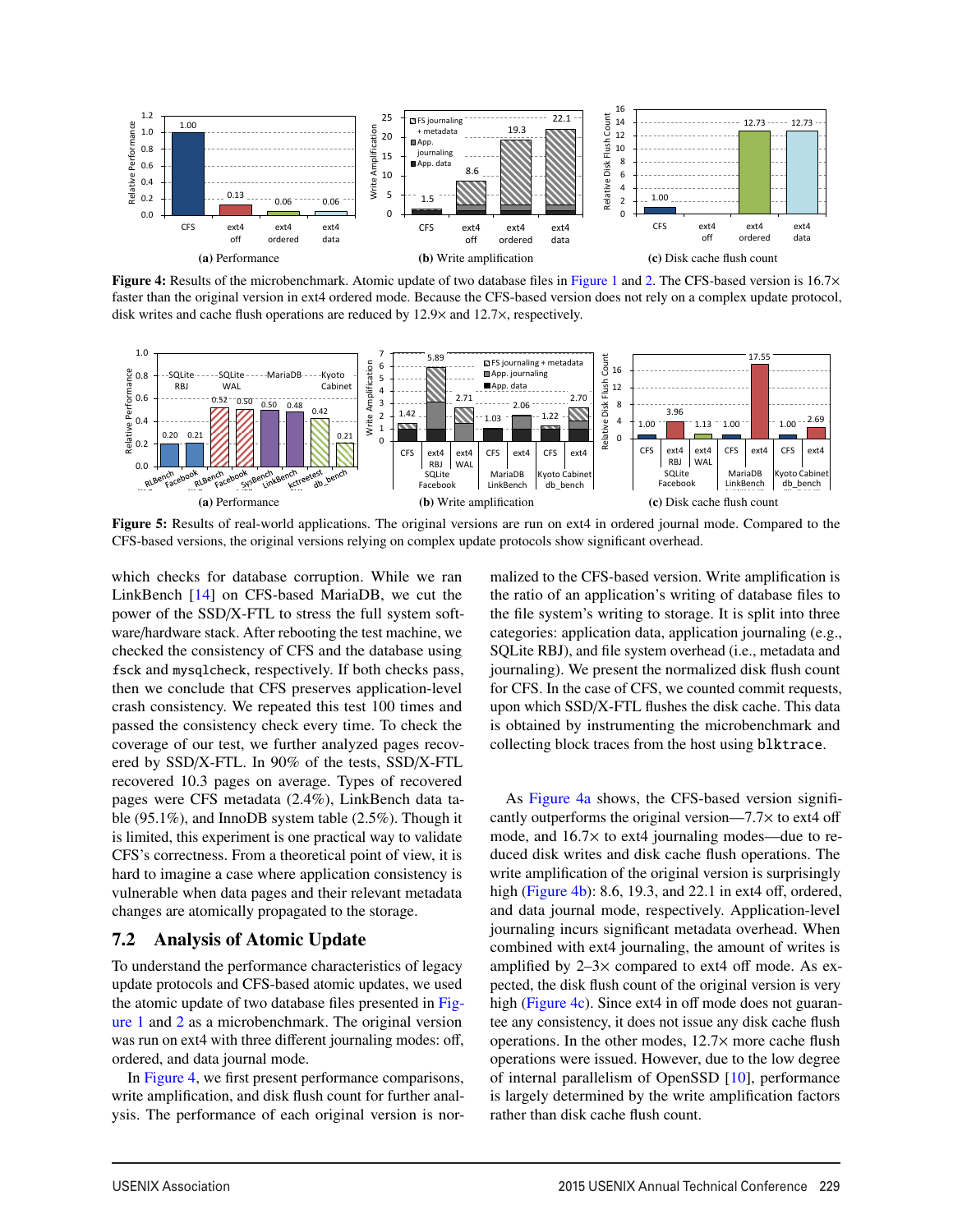**Figure 4:** Results of the microbenchmark. Atomic update of two database files in Figure 1 and 2. The CFS-based version is 16.7× faster than the original version in ext4 ordered mode. Because the CFS-based version does not rely on a complex update protocol, disk writes and cache flush operations are reduced by 12.9× and 12.7×, respectively.

**Figure 5:** Results of real-world applications. The original versions are run on ext4 in ordered journal mode. Compared to the CFS-based versions, the original versions relying on complex update protocols show significant overhead.

which checks for database corruption. While we ran LinkBench [14] on CFS-based MariaDB, we cut the power of the SSD/X-FTL to stress the full system software/hardware stack. After rebooting the test machine, we checked the consistency of CFS and the database using `fsck` and `mysqlcheck`, respectively. If both checks pass, then we conclude that CFS preserves application-level crash consistency. We repeated this test 100 times and passed the consistency check every time. To check the coverage of our test, we further analyzed pages recovered by SSD/X-FTL. In 90% of the tests, SSD/X-FTL recovered 10.3 pages on average. Types of recovered pages were CFS metadata (2.4%), LinkBench data table (95.1%), and InnoDB system table (2.5%). Though it is limited, this experiment is one practical way to validate CFS's correctness. From a theoretical point of view, it is hard to imagine a case where application consistency is vulnerable when data pages and their relevant metadata changes are atomically propagated to the storage.

## 7.2 Analysis of Atomic Update

To understand the performance characteristics of legacy update protocols and CFS-based atomic updates, we used the atomic update of two database files presented in Figure 1 and 2 as a microbenchmark. The original version was run on ext4 with three different journaling modes: off, ordered, and data journal mode.

In Figure 4, we first present performance comparisons, write amplification, and disk flush count for further analysis. The performance of each original version is normalized to the CFS-based version. Write amplification is the ratio of an application's writing of database files to the file system's writing to storage. It is split into three categories: application data, application journaling (e.g., SQLite RBJ), and file system overhead (i.e., metadata and journaling). We present the normalized disk flush count for CFS. In the case of CFS, we counted commit requests, upon which SSD/X-FTL flushes the disk cache. This data is obtained by instrumenting the microbenchmark and collecting block traces from the host using `blktrace`.

As Figure 4a shows, the CFS-based version significantly outperforms the original version—7.7× to ext4 off mode, and 16.7× to ext4 journaling modes—due to reduced disk writes and disk cache flush operations. The write amplification of the original version is surprisingly high (Figure 4b): 8.6, 19.3, and 22.1 in ext4 off, ordered, and data journal mode, respectively. Application-level journaling incurs significant metadata overhead. When combined with ext4 journaling, the amount of writes is amplified by 2–3× compared to ext4 off mode. As expected, the disk flush count of the original version is very high (Figure 4c). Since ext4 in off mode does not guarantee any consistency, it does not issue any disk cache flush operations. In the other modes, 12.7× more cache flush operations were issued. However, due to the low degree of internal parallelism of OpenSSD [10], performance is largely determined by the write amplification factors rather than disk cache flush count.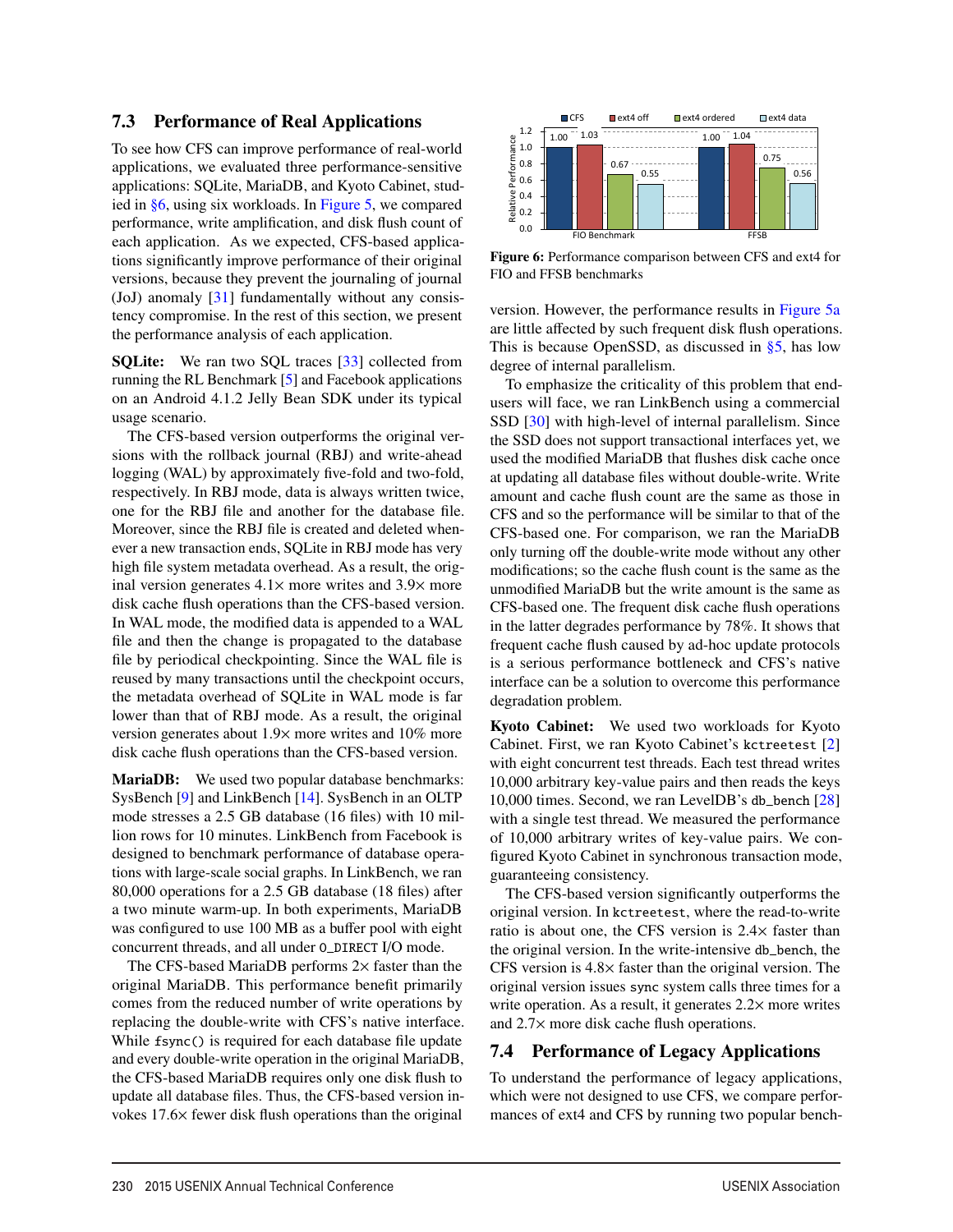### 7.3 Performance of Real Applications

To see how CFS can improve performance of real-world applications, we evaluated three performance-sensitive applications: SQLite, MariaDB, and Kyoto Cabinet, studied in §6, using six workloads. In Figure 5, we compared performance, write amplification, and disk flush count of each application. As we expected, CFS-based applications significantly improve performance of their original versions, because they prevent the journaling of journal (JoJ) anomaly [31] fundamentally without any consistency compromise. In the rest of this section, we present the performance analysis of each application.

**SQLite:** We ran two SQL traces [33] collected from running the RL Benchmark [5] and Facebook applications on an Android 4.1.2 Jelly Bean SDK under its typical usage scenario.

The CFS-based version outperforms the original versions with the rollback journal (RBJ) and write-ahead logging (WAL) by approximately five-fold and two-fold, respectively. In RBJ mode, data is always written twice, one for the RBJ file and another for the database file. Moreover, since the RBJ file is created and deleted whenever a new transaction ends, SQLite in RBJ mode has very high file system metadata overhead. As a result, the original version generates 4.1× more writes and 3.9× more disk cache flush operations than the CFS-based version. In WAL mode, the modified data is appended to a WAL file and then the change is propagated to the database file by periodical checkpointing. Since the WAL file is reused by many transactions until the checkpoint occurs, the metadata overhead of SQLite in WAL mode is far lower than that of RBJ mode. As a result, the original version generates about 1.9× more writes and 10% more disk cache flush operations than the CFS-based version.

**MariaDB:** We used two popular database benchmarks: SysBench [9] and LinkBench [14]. SysBench in an OLTP mode stresses a 2.5 GB database (16 files) with 10 million rows for 10 minutes. LinkBench from Facebook is designed to benchmark performance of database operations with large-scale social graphs. In LinkBench, we ran 80,000 operations for a 2.5 GB database (18 files) after a two minute warm-up. In both experiments, MariaDB was configured to use 100 MB as a buffer pool with eight concurrent threads, and all under `O_DIRECT` I/O mode.

The CFS-based MariaDB performs 2× faster than the original MariaDB. This performance benefit primarily comes from the reduced number of write operations by replacing the double-write with CFS's native interface. While `fsync()` is required for each database file update and every double-write operation in the original MariaDB, the CFS-based MariaDB requires only one disk flush to update all database files. Thus, the CFS-based version invokes 17.6× fewer disk flush operations than the original version. However, the performance results in Figure 5a are little affected by such frequent disk flush operations. This is because OpenSSD, as discussed in §5, has low degree of internal parallelism.

To emphasize the criticality of this problem that end-users will face, we ran LinkBench using a commercial SSD [30] with high-level of internal parallelism. Since the SSD does not support transactional interfaces yet, we used the modified MariaDB that flushes disk cache once at updating all database files without double-write. Write amount and cache flush count are the same as those in CFS and so the performance will be similar to that of the CFS-based one. For comparison, we ran the MariaDB only turning off the double-write mode without any other modifications; so the cache flush count is the same as the unmodified MariaDB but the write amount is the same as CFS-based one. The frequent disk cache flush operations in the latter degrades performance by 78%. It shows that frequent cache flush caused by ad-hoc update protocols is a serious performance bottleneck and CFS's native interface can be a solution to overcome this performance degradation problem.

**Kyoto Cabinet:** We used two workloads for Kyoto Cabinet. First, we ran Kyoto Cabinet's `kctreetest` [2] with eight concurrent test threads. Each test thread writes 10,000 arbitrary key-value pairs and then reads the keys 10,000 times. Second, we ran LevelDB's `db_bench` [28] with a single test thread. We measured the performance of 10,000 arbitrary writes of key-value pairs. We configured Kyoto Cabinet in synchronous transaction mode, guaranteeing consistency.

The CFS-based version significantly outperforms the original version. In `kctreetest`, where the read-to-write ratio is about one, the CFS version is 2.4× faster than the original version. In the write-intensive `db_bench`, the CFS version is 4.8× faster than the original version. The original version issues `sync` system calls three times for a write operation. As a result, it generates 2.2× more writes and 2.7× more disk cache flush operations.

| | CFS | ext4 off | ext4 ordered | ext4 data |
|---|---|---|---|---|
| FIO Benchmark | 1.00 | 1.03 | 0.67 | 0.55 |
| FFSB | 1.00 | 1.04 | 0.75 | 0.56 |

**Figure 6:** Performance comparison between CFS and ext4 for FIO and FFSB benchmarks

### 7.4 Performance of Legacy Applications

To understand the performance of legacy applications, which were not designed to use CFS, we compare performances of ext4 and CFS by running two popular bench-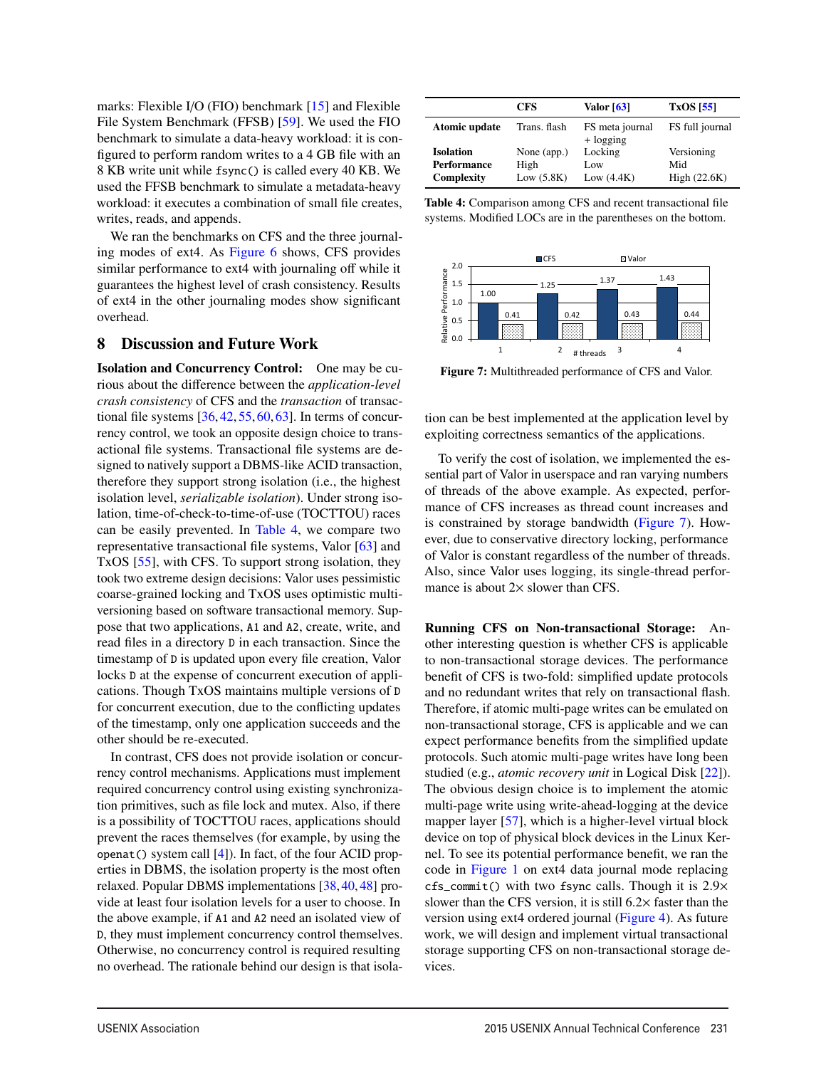marks: Flexible I/O (FIO) benchmark [15] and Flexible File System Benchmark (FFSB) [59]. We used the FIO benchmark to simulate a data-heavy workload: it is configured to perform random writes to a 4 GB file with an 8 KB write unit while `fsync()` is called every 40 KB. We used the FFSB benchmark to simulate a metadata-heavy workload: it executes a combination of small file creates, writes, reads, and appends.

We ran the benchmarks on CFS and the three journaling modes of ext4. As Figure 6 shows, CFS provides similar performance to ext4 with journaling off while it guarantees the highest level of crash consistency. Results of ext4 in the other journaling modes show significant overhead.

## 8 Discussion and Future Work

**Isolation and Concurrency Control:** One may be curious about the difference between the *application-level crash consistency* of CFS and the *transaction* of transactional file systems [36, 42, 55, 60, 63]. In terms of concurrency control, we took an opposite design choice to transactional file systems. Transactional file systems are designed to natively support a DBMS-like ACID transaction, therefore they support strong isolation (i.e., the highest isolation level, *serializable isolation*). Under strong isolation, time-of-check-to-time-of-use (TOCTTOU) races can be easily prevented. In Table 4, we compare two representative transactional file systems, Valor [63] and TxOS [55], with CFS. To support strong isolation, they took two extreme design decisions: Valor uses pessimistic coarse-grained locking and TxOS uses optimistic multiversioning based on software transactional memory. Suppose that two applications, `A1` and `A2`, create, write, and read files in a directory `D` in each transaction. Since the timestamp of `D` is updated upon every file creation, Valor locks `D` at the expense of concurrent execution of applications. Though TxOS maintains multiple versions of `D` for concurrent execution, due to the conflicting updates of the timestamp, only one application succeeds and the other should be re-executed.

In contrast, CFS does not provide isolation or concurrency control mechanisms. Applications must implement required concurrency control using existing synchronization primitives, such as file lock and mutex. Also, if there is a possibility of TOCTTOU races, applications should prevent the races themselves (for example, by using the `openat()` system call [4]). In fact, of the four ACID properties in DBMS, the isolation property is the most often relaxed. Popular DBMS implementations [38, 40, 48] provide at least four isolation levels for a user to choose. In the above example, if `A1` and `A2` need an isolated view of `D`, they must implement concurrency control themselves. Otherwise, no concurrency control is required resulting no overhead. The rationale behind our design is that isolation can be best implemented at the application level by exploiting correctness semantics of the applications.

| | CFS | Valor [63] | TxOS [55] |
|---|---|---|---|
| **Atomic update** | Trans. flash | FS meta journal + logging | FS full journal |
| **Isolation** | None (app.) | Locking | Versioning |
| **Performance** | High | Low | Mid |
| **Complexity** | Low (5.8K) | Low (4.4K) | High (22.6K) |

**Table 4:** Comparison among CFS and recent transactional file systems. Modified LOCs are in the parentheses on the bottom.

| # threads | CFS | Valor |
|---|---|---|
| 1 | 1.00 | 0.41 |
| 2 | 1.25 | 0.42 |
| 3 | 1.37 | 0.43 |
| 4 | 1.43 | 0.44 |

**Figure 7:** Multithreaded performance of CFS and Valor.

To verify the cost of isolation, we implemented the essential part of Valor in userspace and ran varying numbers of threads of the above example. As expected, performance of CFS increases as thread count increases and is constrained by storage bandwidth (Figure 7). However, due to conservative directory locking, performance of Valor is constant regardless of the number of threads. Also, since Valor uses logging, its single-thread performance is about 2× slower than CFS.

**Running CFS on Non-transactional Storage:** Another interesting question is whether CFS is applicable to non-transactional storage devices. The performance benefit of CFS is two-fold: simplified update protocols and no redundant writes that rely on transactional flash. Therefore, if atomic multi-page writes can be emulated on non-transactional storage, CFS is applicable and we can expect performance benefits from the simplified update protocols. Such atomic multi-page writes have long been studied (e.g., *atomic recovery unit* in Logical Disk [22]). The obvious design choice is to implement the atomic multi-page write using write-ahead-logging at the device mapper layer [57], which is a higher-level virtual block device on top of physical block devices in the Linux Kernel. To see its potential performance benefit, we ran the code in Figure 1 on ext4 data journal mode replacing `cfs_commit()` with two `fsync` calls. Though it is 2.9× slower than the CFS version, it is still 6.2× faster than the version using ext4 ordered journal (Figure 4). As future work, we will design and implement virtual transactional storage supporting CFS on non-transactional storage devices.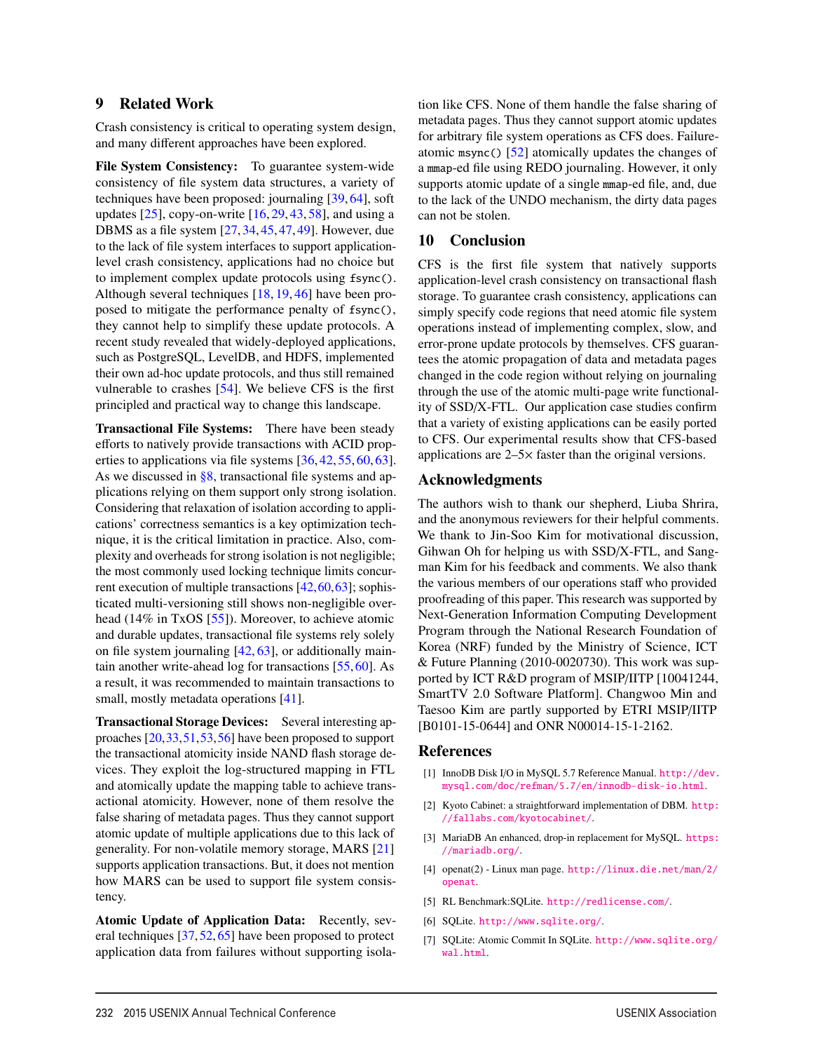## 9 Related Work

Crash consistency is critical to operating system design, and many different approaches have been explored.

**File System Consistency:** To guarantee system-wide consistency of file system data structures, a variety of techniques have been proposed: journaling [39, 64], soft updates [25], copy-on-write [16, 29, 43, 58], and using a DBMS as a file system [27, 34, 45, 47, 49]. However, due to the lack of file system interfaces to support application-level crash consistency, applications had no choice but to implement complex update protocols using `fsync()`. Although several techniques [18, 19, 46] have been proposed to mitigate the performance penalty of `fsync()`, they cannot help to simplify these update protocols. A recent study revealed that widely-deployed applications, such as PostgreSQL, LevelDB, and HDFS, implemented their own ad-hoc update protocols, and thus still remained vulnerable to crashes [54]. We believe CFS is the first principled and practical way to change this landscape.

**Transactional File Systems:** There have been steady efforts to natively provide transactions with ACID properties to applications via file systems [36, 42, 55, 60, 63]. As we discussed in §8, transactional file systems and applications relying on them support only strong isolation. Considering that relaxation of isolation according to applications' correctness semantics is a key optimization technique, it is the critical limitation in practice. Also, complexity and overheads for strong isolation is not negligible; the most commonly used locking technique limits concurrent execution of multiple transactions [42, 60, 63]; sophisticated multi-versioning still shows non-negligible overhead (14% in TxOS [55]). Moreover, to achieve atomic and durable updates, transactional file systems rely solely on file system journaling [42, 63], or additionally maintain another write-ahead log for transactions [55, 60]. As a result, it was recommended to maintain transactions to small, mostly metadata operations [41].

**Transactional Storage Devices:** Several interesting approaches [20, 33, 51, 53, 56] have been proposed to support the transactional atomicity inside NAND flash storage devices. They exploit the log-structured mapping in FTL and atomically update the mapping table to achieve transactional atomicity. However, none of them resolve the false sharing of metadata pages. Thus they cannot support atomic update of multiple applications due to this lack of generality. For non-volatile memory storage, MARS [21] supports application transactions. But, it does not mention how MARS can be used to support file system consistency.

**Atomic Update of Application Data:** Recently, several techniques [37, 52, 65] have been proposed to protect application data from failures without supporting isolation like CFS. None of them handle the false sharing of metadata pages. Thus they cannot support atomic updates for arbitrary file system operations as CFS does. Failure-atomic `msync()` [52] atomically updates the changes of a `mmap`-ed file using REDO journaling. However, it only supports atomic update of a single `mmap`-ed file, and, due to the lack of the UNDO mechanism, the dirty data pages can not be stolen.

## 10 Conclusion

CFS is the first file system that natively supports application-level crash consistency on transactional flash storage. To guarantee crash consistency, applications can simply specify code regions that need atomic file system operations instead of implementing complex, slow, and error-prone update protocols by themselves. CFS guarantees the atomic propagation of data and metadata pages changed in the code region without relying on journaling through the use of the atomic multi-page write functionality of SSD/X-FTL. Our application case studies confirm that a variety of existing applications can be easily ported to CFS. Our experimental results show that CFS-based applications are 2–5× faster than the original versions.

## Acknowledgments

The authors wish to thank our shepherd, Liuba Shrira, and the anonymous reviewers for their helpful comments. We thank to Jin-Soo Kim for motivational discussion, Gihwan Oh for helping us with SSD/X-FTL, and Sangman Kim for his feedback and comments. We also thank the various members of our operations staff who provided proofreading of this paper. This research was supported by Next-Generation Information Computing Development Program through the National Research Foundation of Korea (NRF) funded by the Ministry of Science, ICT & Future Planning (2010-0020730). This work was supported by ICT R&D program of MSIP/IITP [10041244, SmartTV 2.0 Software Platform]. Changwoo Min and Taesoo Kim are partly supported by ETRI MSIP/IITP [B0101-15-0644] and ONR N00014-15-1-2162.

## References

[1] InnoDB Disk I/O in MySQL 5.7 Reference Manual. http://dev.mysql.com/doc/refman/5.7/en/innodb-disk-io.html.

[2] Kyoto Cabinet: a straightforward implementation of DBM. http://fallabs.com/kyotocabinet/.

[3] MariaDB An enhanced, drop-in replacement for MySQL. https://mariadb.org/.

[4] openat(2) - Linux man page. http://linux.die.net/man/2/openat.

[5] RL Benchmark:SQLite. http://redlicense.com/.

[6] SQLite. http://www.sqlite.org/.

[7] SQLite: Atomic Commit In SQLite. http://www.sqlite.org/wal.html.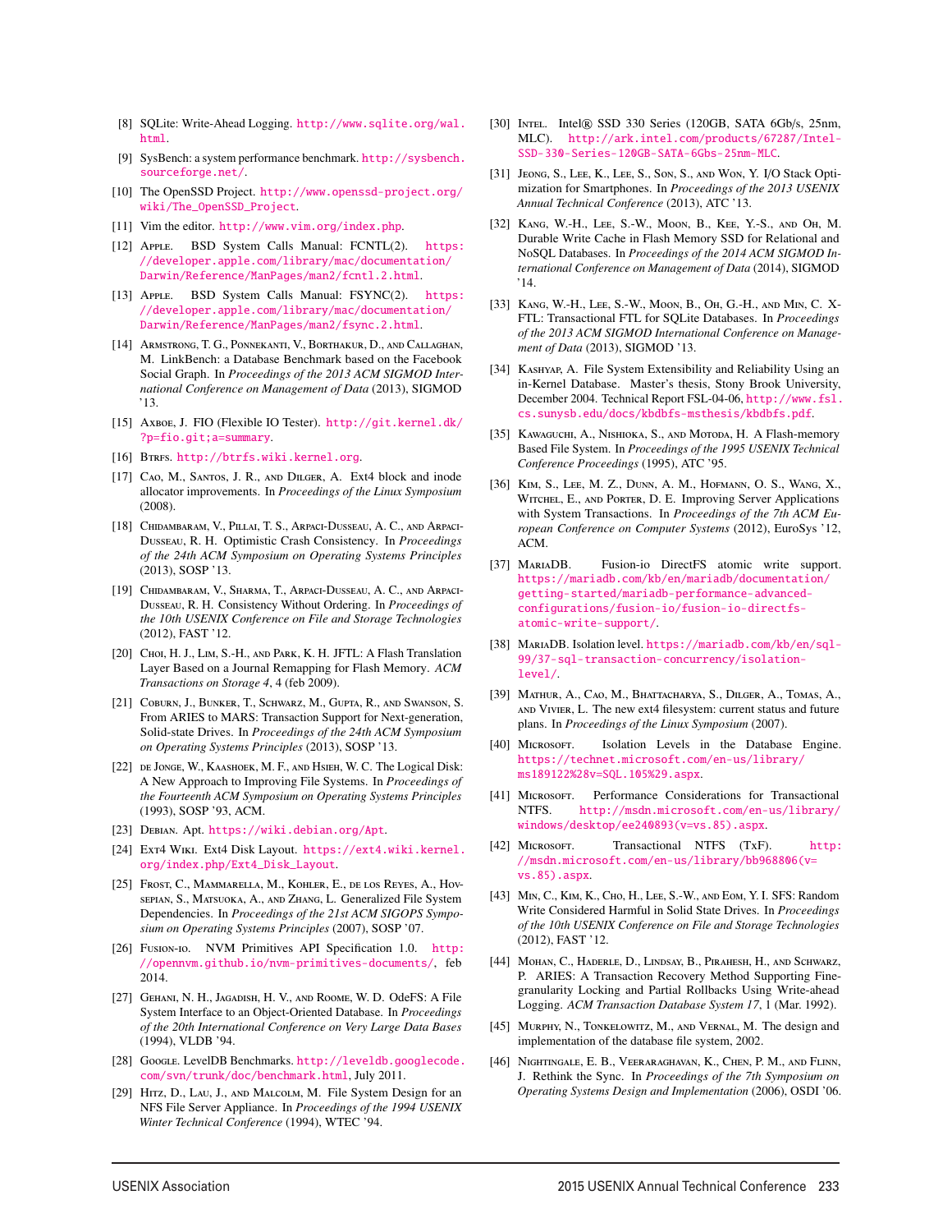[8] SQLite: Write-Ahead Logging. http://www.sqlite.org/wal.html.

[9] SysBench: a system performance benchmark. http://sysbench.sourceforge.net/.

[10] The OpenSSD Project. http://www.openssd-project.org/wiki/The_OpenSSD_Project.

[11] Vim the editor. http://www.vim.org/index.php.

[12] Apple. BSD System Calls Manual: FCNTL(2). https://developer.apple.com/library/mac/documentation/Darwin/Reference/ManPages/man2/fcntl.2.html.

[13] Apple. BSD System Calls Manual: FSYNC(2). https://developer.apple.com/library/mac/documentation/Darwin/Reference/ManPages/man2/fsync.2.html.

[14] Armstrong, T. G., Ponnekanti, V., Borthakur, D., and Callaghan, M. LinkBench: a Database Benchmark based on the Facebook Social Graph. In *Proceedings of the 2013 ACM SIGMOD International Conference on Management of Data* (2013), SIGMOD '13.

[15] Axboe, J. FIO (Flexible IO Tester). http://git.kernel.dk/?p=fio.git;a=summary.

[16] Btrfs. http://btrfs.wiki.kernel.org.

[17] Cao, M., Santos, J. R., and Dilger, A. Ext4 block and inode allocator improvements. In *Proceedings of the Linux Symposium* (2008).

[18] Chidambaram, V., Pillai, T. S., Arpaci-Dusseau, A. C., and Arpaci-Dusseau, R. H. Optimistic Crash Consistency. In *Proceedings of the 24th ACM Symposium on Operating Systems Principles* (2013), SOSP '13.

[19] Chidambaram, V., Sharma, T., Arpaci-Dusseau, A. C., and Arpaci-Dusseau, R. H. Consistency Without Ordering. In *Proceedings of the 10th USENIX Conference on File and Storage Technologies* (2012), FAST '12.

[20] Choi, H. J., Lim, S.-H., and Park, K. H. JFTL: A Flash Translation Layer Based on a Journal Remapping for Flash Memory. *ACM Transactions on Storage 4*, 4 (feb 2009).

[21] Coburn, J., Bunker, T., Schwarz, M., Gupta, R., and Swanson, S. From ARIES to MARS: Transaction Support for Next-generation, Solid-state Drives. In *Proceedings of the 24th ACM Symposium on Operating Systems Principles* (2013), SOSP '13.

[22] de Jonge, W., Kaashoek, M. F., and Hsieh, W. C. The Logical Disk: A New Approach to Improving File Systems. In *Proceedings of the Fourteenth ACM Symposium on Operating Systems Principles* (1993), SOSP '93, ACM.

[23] Debian. Apt. https://wiki.debian.org/Apt.

[24] Ext4 Wiki. Ext4 Disk Layout. https://ext4.wiki.kernel.org/index.php/Ext4_Disk_Layout.

[25] Frost, C., Mammarella, M., Kohler, E., de los Reyes, A., Hovsepian, S., Matsuoka, A., and Zhang, L. Generalized File System Dependencies. In *Proceedings of the 21st ACM SIGOPS Symposium on Operating Systems Principles* (2007), SOSP '07.

[26] Fusion-io. NVM Primitives API Specification 1.0. http://opennvm.github.io/nvm-primitives-documents/, feb 2014.

[27] Gehani, N. H., Jagadish, H. V., and Roome, W. D. OdeFS: A File System Interface to an Object-Oriented Database. In *Proceedings of the 20th International Conference on Very Large Data Bases* (1994), VLDB '94.

[28] Google. LevelDB Benchmarks. http://leveldb.googlecode.com/svn/trunk/doc/benchmark.html, July 2011.

[29] Hitz, D., Lau, J., and Malcolm, M. File System Design for an NFS File Server Appliance. In *Proceedings of the 1994 USENIX Winter Technical Conference* (1994), WTEC '94.

[30] Intel. Intel® SSD 330 Series (120GB, SATA 6Gb/s, 25nm, MLC). http://ark.intel.com/products/67287/Intel-SSD-330-Series-120GB-SATA-6Gbs-25nm-MLC.

[31] Jeong, S., Lee, K., Lee, S., Son, S., and Won, Y. I/O Stack Optimization for Smartphones. In *Proceedings of the 2013 USENIX Annual Technical Conference* (2013), ATC '13.

[32] Kang, W.-H., Lee, S.-W., Moon, B., Kee, Y.-S., and Oh, M. Durable Write Cache in Flash Memory SSD for Relational and NoSQL Databases. In *Proceedings of the 2014 ACM SIGMOD International Conference on Management of Data* (2014), SIGMOD '14.

[33] Kang, W.-H., Lee, S.-W., Moon, B., Oh, G.-H., and Min, C. X-FTL: Transactional FTL for SQLite Databases. In *Proceedings of the 2013 ACM SIGMOD International Conference on Management of Data* (2013), SIGMOD '13.

[34] Kashyap, A. File System Extensibility and Reliability Using an in-Kernel Database. Master's thesis, Stony Brook University, December 2004. Technical Report FSL-04-06, http://www.fsl.cs.sunysb.edu/docs/kbdbfs-msthesis/kbdbfs.pdf.

[35] Kawaguchi, A., Nishioka, S., and Motoda, H. A Flash-memory Based File System. In *Proceedings of the 1995 USENIX Technical Conference Proceedings* (1995), ATC '95.

[36] Kim, S., Lee, M. Z., Dunn, A. M., Hofmann, O. S., Wang, X., Witchel, E., and Porter, D. E. Improving Server Applications with System Transactions. In *Proceedings of the 7th ACM European Conference on Computer Systems* (2012), EuroSys '12, ACM.

[37] MariaDB. Fusion-io DirectFS atomic write support. https://mariadb.com/kb/en/mariadb/documentation/getting-started/mariadb-performance-advanced-configurations/fusion-io/fusion-io-directfs-atomic-write-support/.

[38] MariaDB. Isolation level. https://mariadb.com/kb/en/sql-99/37-sql-transaction-concurrency/isolation-level/.

[39] Mathur, A., Cao, M., Bhattacharya, S., Dilger, A., Tomas, A., and Vivier, L. The new ext4 filesystem: current status and future plans. In *Proceedings of the Linux Symposium* (2007).

[40] Microsoft. Isolation Levels in the Database Engine. https://technet.microsoft.com/en-us/library/ms189122%28v=SQL.105%29.aspx.

[41] Microsoft. Performance Considerations for Transactional NTFS. http://msdn.microsoft.com/en-us/library/windows/desktop/ee240893(v=vs.85).aspx.

[42] Microsoft. Transactional NTFS (TxF). http://msdn.microsoft.com/en-us/library/bb968806(v=vs.85).aspx.

[43] Min, C., Kim, K., Cho, H., Lee, S.-W., and Eom, Y. I. SFS: Random Write Considered Harmful in Solid State Drives. In *Proceedings of the 10th USENIX Conference on File and Storage Technologies* (2012), FAST '12.

[44] Mohan, C., Haderle, D., Lindsay, B., Pirahesh, H., and Schwarz, P. ARIES: A Transaction Recovery Method Supporting Fine-granularity Locking and Partial Rollbacks Using Write-ahead Logging. *ACM Transaction Database System 17*, 1 (Mar. 1992).

[45] Murphy, N., Tonkelowitz, M., and Vernal, M. The design and implementation of the database file system, 2002.

[46] Nightingale, E. B., Veeraraghavan, K., Chen, P. M., and Flinn, J. Rethink the Sync. In *Proceedings of the 7th Symposium on Operating Systems Design and Implementation* (2006), OSDI '06.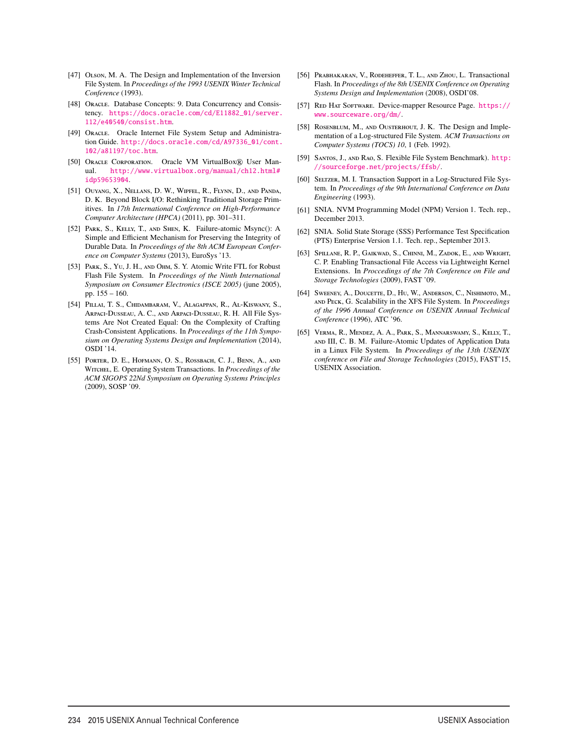[47] Olson, M. A. The Design and Implementation of the Inversion File System. In *Proceedings of the 1993 USENIX Winter Technical Conference* (1993).

[48] Oracle. Database Concepts: 9. Data Concurrency and Consistency. https://docs.oracle.com/cd/E11882_01/server.112/e40540/consist.htm.

[49] Oracle. Oracle Internet File System Setup and Administration Guide. http://docs.oracle.com/cd/A97336_01/cont.102/a81197/toc.htm.

[50] Oracle Corporation. Oracle VM VirtualBox® User Manual. http://www.virtualbox.org/manual/ch12.html#idp59653904.

[51] Ouyang, X., Nellans, D. W., Wipfel, R., Flynn, D., and Panda, D. K. Beyond Block I/O: Rethinking Traditional Storage Primitives. In *17th International Conference on High-Performance Computer Architecture (HPCA)* (2011), pp. 301–311.

[52] Park, S., Kelly, T., and Shen, K. Failure-atomic Msync(): A Simple and Efficient Mechanism for Preserving the Integrity of Durable Data. In *Proceedings of the 8th ACM European Conference on Computer Systems* (2013), EuroSys '13.

[53] Park, S., Yu, J. H., and Ohm, S. Y. Atomic Write FTL for Robust Flash File System. In *Proceedings of the Ninth International Symposium on Consumer Electronics (ISCE 2005)* (june 2005), pp. 155 – 160.

[54] Pillai, T. S., Chidambaram, V., Alagappan, R., Al-Kiswany, S., Arpaci-Dusseau, A. C., and Arpaci-Dusseau, R. H. All File Systems Are Not Created Equal: On the Complexity of Crafting Crash-Consistent Applications. In *Proceedings of the 11th Symposium on Operating Systems Design and Implementation* (2014), OSDI '14.

[55] Porter, D. E., Hofmann, O. S., Rossbach, C. J., Benn, A., and Witchel, E. Operating System Transactions. In *Proceedings of the ACM SIGOPS 22Nd Symposium on Operating Systems Principles* (2009), SOSP '09.

[56] Prabhakaran, V., Rodeheffer, T. L., and Zhou, L. Transactional Flash. In *Proceedings of the 8th USENIX Conference on Operating Systems Design and Implementation* (2008), OSDI'08.

[57] Red Hat Software. Device-mapper Resource Page. https://www.sourceware.org/dm/.

[58] Rosenblum, M., and Ousterhout, J. K. The Design and Implementation of a Log-structured File System. *ACM Transactions on Computer Systems (TOCS) 10*, 1 (Feb. 1992).

[59] Santos, J., and Rao, S. Flexible File System Benchmark). http://sourceforge.net/projects/ffsb/.

[60] Seltzer, M. I. Transaction Support in a Log-Structured File System. In *Proceedings of the 9th International Conference on Data Engineering* (1993).

[61] SNIA. NVM Programming Model (NPM) Version 1. Tech. rep., December 2013.

[62] SNIA. Solid State Storage (SSS) Performance Test Specification (PTS) Enterprise Version 1.1. Tech. rep., September 2013.

[63] Spillane, R. P., Gaikwad, S., Chinni, M., Zadok, E., and Wright, C. P. Enabling Transactional File Access via Lightweight Kernel Extensions. In *Proccedings of the 7th Conference on File and Storage Technologies* (2009), FAST '09.

[64] Sweeney, A., Doucette, D., Hu, W., Anderson, C., Nishimoto, M., and Peck, G. Scalability in the XFS File System. In *Proceedings of the 1996 Annual Conference on USENIX Annual Technical Conference* (1996), ATC '96.

[65] Verma, R., Mendez, A. A., Park, S., Mannarswamy, S., Kelly, T., and III, C. B. M. Failure-Atomic Updates of Application Data in a Linux File System. In *Proceedings of the 13th USENIX conference on File and Storage Technologies* (2015), FAST'15, USENIX Association.